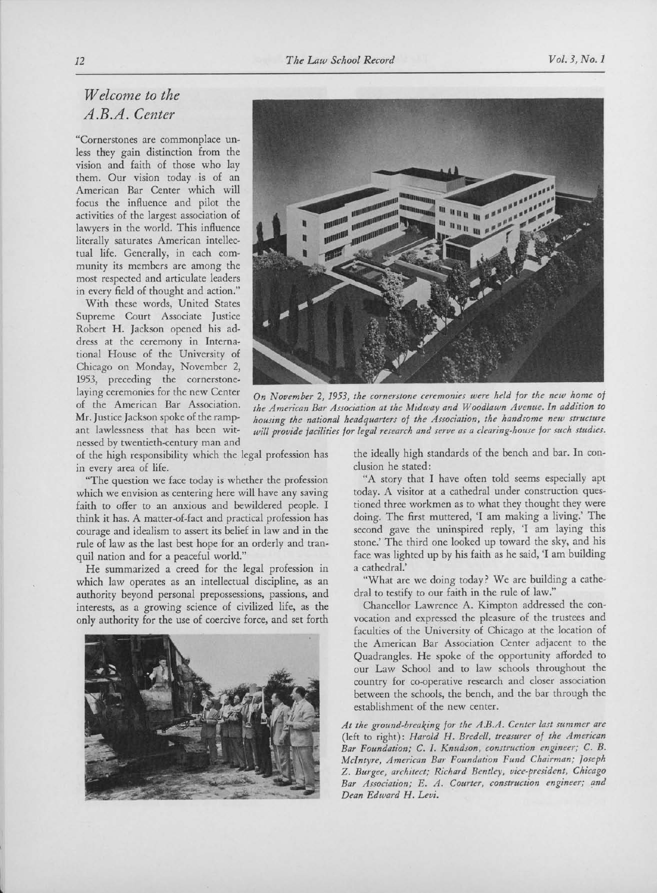## *Welcome to the A.B.A. Center*

"Cornerstones are commonplace unless they gain distinction from the vision and faith of those who lay them. Our vision today is of an American Bar Center which will focus the influence and pilot the activities of the largest association of lawyers in the world. This influence literally saturates American intellectual life. Generally, in each community its members are among the most respected and articulate leaders in every field of thought and action."

With these words, United States Supreme Court Associate Justice Robert H. Jackson opened his address at the ceremony in International House of the University of Chicago on Monday, November 2, 1953, preceding the cornerstone-laying ceremonies for the new Center of the American Bar Association. Mr. Justice Jackson spoke of the rampant lawlessness that has been witnessed by twentieth-century man and of the high responsibility which the legal profession has in every area of life.

*On November 2, 1953, the cornerstone ceremonies were held for the new home of the American Bar Association at the Midway and Woodlawn Avenue. In addition to housing the national headquarters of the Association, the handsome new structure will provide facilities for legal research and serve as a clearing-house for such studies.*

"The question we face today is whether the profession which we envision as centering here will have any saving faith to offer to an anxious and bewildered people. I think it has. A matter-of-fact and practical profession has courage and idealism to assert its belief in law and in the rule of law as the last best hope for an orderly and tranquil nation and for a peaceful world."

He summarized a creed for the legal profession in which law operates as an intellectual discipline, as an authority beyond personal prepossessions, passions, and interests, as a growing science of civilized life, as the only authority for the use of coercive force, and set forth the ideally high standards of the bench and bar. In conclusion he stated:

"A story that I have often told seems especially apt today. A visitor at a cathedral under construction questioned three workmen as to what they thought they were doing. The first muttered, 'I am making a living.' The second gave the uninspired reply, 'I am laying this stone.' The third one looked up toward the sky, and his face was lighted up by his faith as he said, 'I am building a cathedral.'

"What are we doing today? We are building a cathedral to testify to our faith in the rule of law."

Chancellor Lawrence A. Kimpton addressed the convocation and expressed the pleasure of the trustees and faculties of the University of Chicago at the location of the American Bar Association Center adjacent to the Quadrangles. He spoke of the opportunity afforded to our Law School and to law schools throughout the country for co-operative research and closer association between the schools, the bench, and the bar through the establishment of the new center.

*At the ground-breaking for the A.B.A. Center last summer are* (left to right): *Harold H. Bredell, treasurer of the American Bar Foundation; C. I. Knudson, construction engineer; C. B. McIntyre, American Bar Foundation Fund Chairman; Joseph Z. Burgee, architect; Richard Bentley, vice-president, Chicago Bar Association; E. A. Courter, construction engineer; and Dean Edward H. Levi.*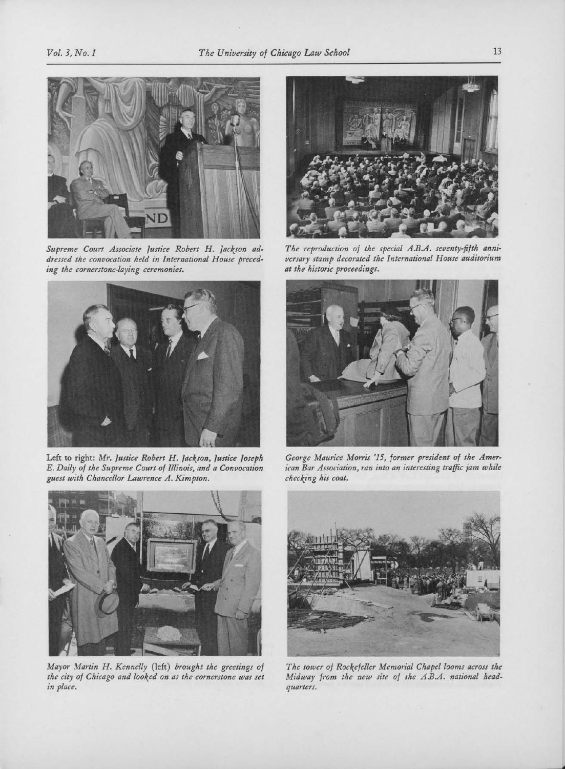*Supreme Court Associate Justice Robert H. Jackson addressed the convocation held in International House preceding the cornerstone-laying ceremonies.*

*The reproduction of the special A.B.A. seventy-fifth anniversary stamp decorated the International House auditorium at the historic proceedings.*

Left to right: *Mr. Justice Robert H. Jackson, Justice Joseph E. Daily of the Supreme Court of Illinois, and a Convocation guest with Chancellor Lawrence A. Kimpton.*

*George Maurice Morris '15, former president of the American Bar Association, ran into an interesting traffic jam while checking his coat.*

*Mayor Martin H. Kennelly* (left) *brought the greetings of the city of Chicago and looked on as the cornerstone was set in place.*

*The tower of Rockefeller Memorial Chapel looms across the Midway from the new site of the A.B.A. national headquarters.*